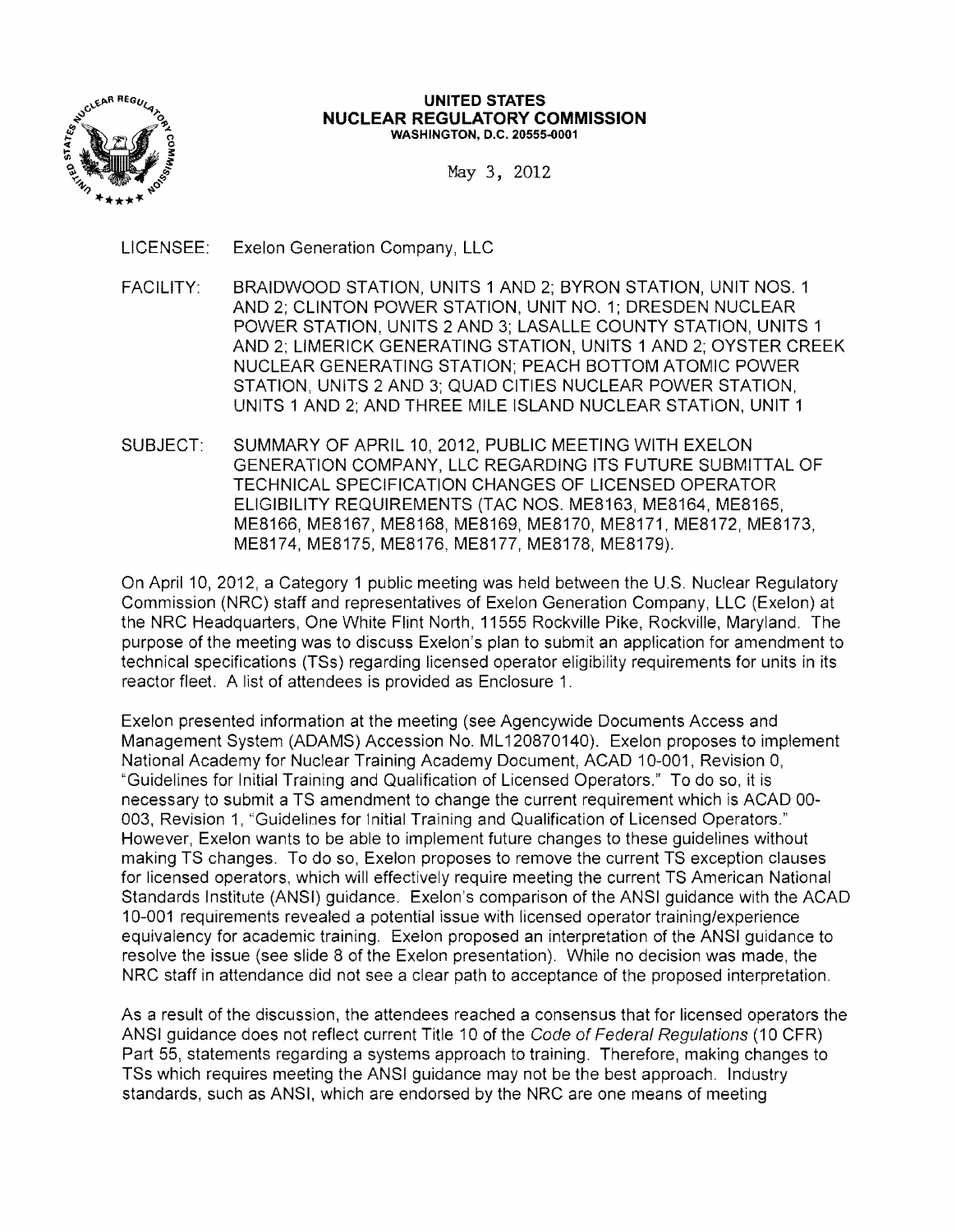**UNITED STATES**
**NUCLEAR REGULATORY COMMISSION**
**WASHINGTON, D.C. 20555-0001**

May 3, 2012

LICENSEE: Exelon Generation Company, LLC

FACILITY: BRAIDWOOD STATION, UNITS 1 AND 2; BYRON STATION, UNIT NOS. 1 AND 2; CLINTON POWER STATION, UNIT NO. 1; DRESDEN NUCLEAR POWER STATION, UNITS 2 AND 3; LASALLE COUNTY STATION, UNITS 1 AND 2; LIMERICK GENERATING STATION, UNITS 1 AND 2; OYSTER CREEK NUCLEAR GENERATING STATION; PEACH BOTTOM ATOMIC POWER STATION, UNITS 2 AND 3; QUAD CITIES NUCLEAR POWER STATION, UNITS 1 AND 2; AND THREE MILE ISLAND NUCLEAR STATION, UNIT 1

SUBJECT: SUMMARY OF APRIL 10, 2012, PUBLIC MEETING WITH EXELON GENERATION COMPANY, LLC REGARDING ITS FUTURE SUBMITTAL OF TECHNICAL SPECIFICATION CHANGES OF LICENSED OPERATOR ELIGIBILITY REQUIREMENTS (TAC NOS. ME8163, ME8164, ME8165, ME8166, ME8167, ME8168, ME8169, ME8170, ME8171, ME8172, ME8173, ME8174, ME8175, ME8176, ME8177, ME8178, ME8179).

On April 10, 2012, a Category 1 public meeting was held between the U.S. Nuclear Regulatory Commission (NRC) staff and representatives of Exelon Generation Company, LLC (Exelon) at the NRC Headquarters, One White Flint North, 11555 Rockville Pike, Rockville, Maryland. The purpose of the meeting was to discuss Exelon's plan to submit an application for amendment to technical specifications (TSs) regarding licensed operator eligibility requirements for units in its reactor fleet. A list of attendees is provided as Enclosure 1.

Exelon presented information at the meeting (see Agencywide Documents Access and Management System (ADAMS) Accession No. ML120870140). Exelon proposes to implement National Academy for Nuclear Training Academy Document, ACAD 10-001, Revision 0, "Guidelines for Initial Training and Qualification of Licensed Operators." To do so, it is necessary to submit a TS amendment to change the current requirement which is ACAD 00-003, Revision 1, "Guidelines for Initial Training and Qualification of Licensed Operators." However, Exelon wants to be able to implement future changes to these guidelines without making TS changes. To do so, Exelon proposes to remove the current TS exception clauses for licensed operators, which will effectively require meeting the current TS American National Standards Institute (ANSI) guidance. Exelon's comparison of the ANSI guidance with the ACAD 10-001 requirements revealed a potential issue with licensed operator training/experience equivalency for academic training. Exelon proposed an interpretation of the ANSI guidance to resolve the issue (see slide 8 of the Exelon presentation). While no decision was made, the NRC staff in attendance did not see a clear path to acceptance of the proposed interpretation.

As a result of the discussion, the attendees reached a consensus that for licensed operators the ANSI guidance does not reflect current Title 10 of the *Code of Federal Regulations* (10 CFR) Part 55, statements regarding a systems approach to training. Therefore, making changes to TSs which requires meeting the ANSI guidance may not be the best approach. Industry standards, such as ANSI, which are endorsed by the NRC are one means of meeting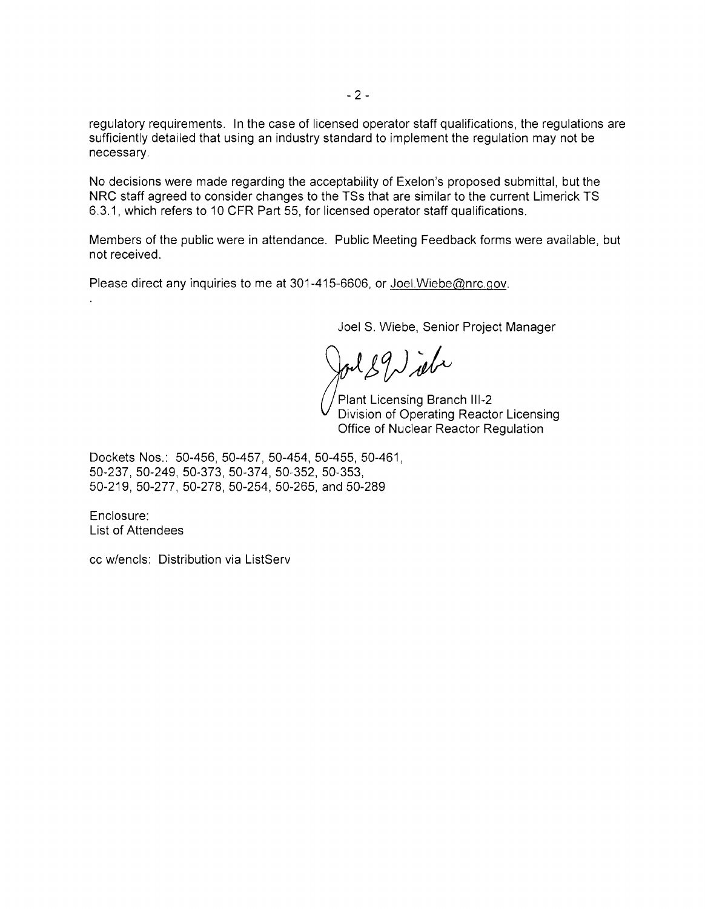regulatory requirements. In the case of licensed operator staff qualifications, the regulations are sufficiently detailed that using an industry standard to implement the regulation may not be necessary.

No decisions were made regarding the acceptability of Exelon's proposed submittal, but the NRC staff agreed to consider changes to the TSs that are similar to the current Limerick TS 6.3.1, which refers to 10 CFR Part 55, for licensed operator staff qualifications.

Members of the public were in attendance. Public Meeting Feedback forms were available, but not received.

Please direct any inquiries to me at 301-415-6606, or Joel.Wiebe@nrc.gov.

Joel S. Wiebe, Senior Project Manager

Plant Licensing Branch III-2
Division of Operating Reactor Licensing
Office of Nuclear Reactor Regulation

Dockets Nos.: 50-456, 50-457, 50-454, 50-455, 50-461, 50-237, 50-249, 50-373, 50-374, 50-352, 50-353, 50-219, 50-277, 50-278, 50-254, 50-265, and 50-289

Enclosure:
List of Attendees

cc w/encls: Distribution via ListServ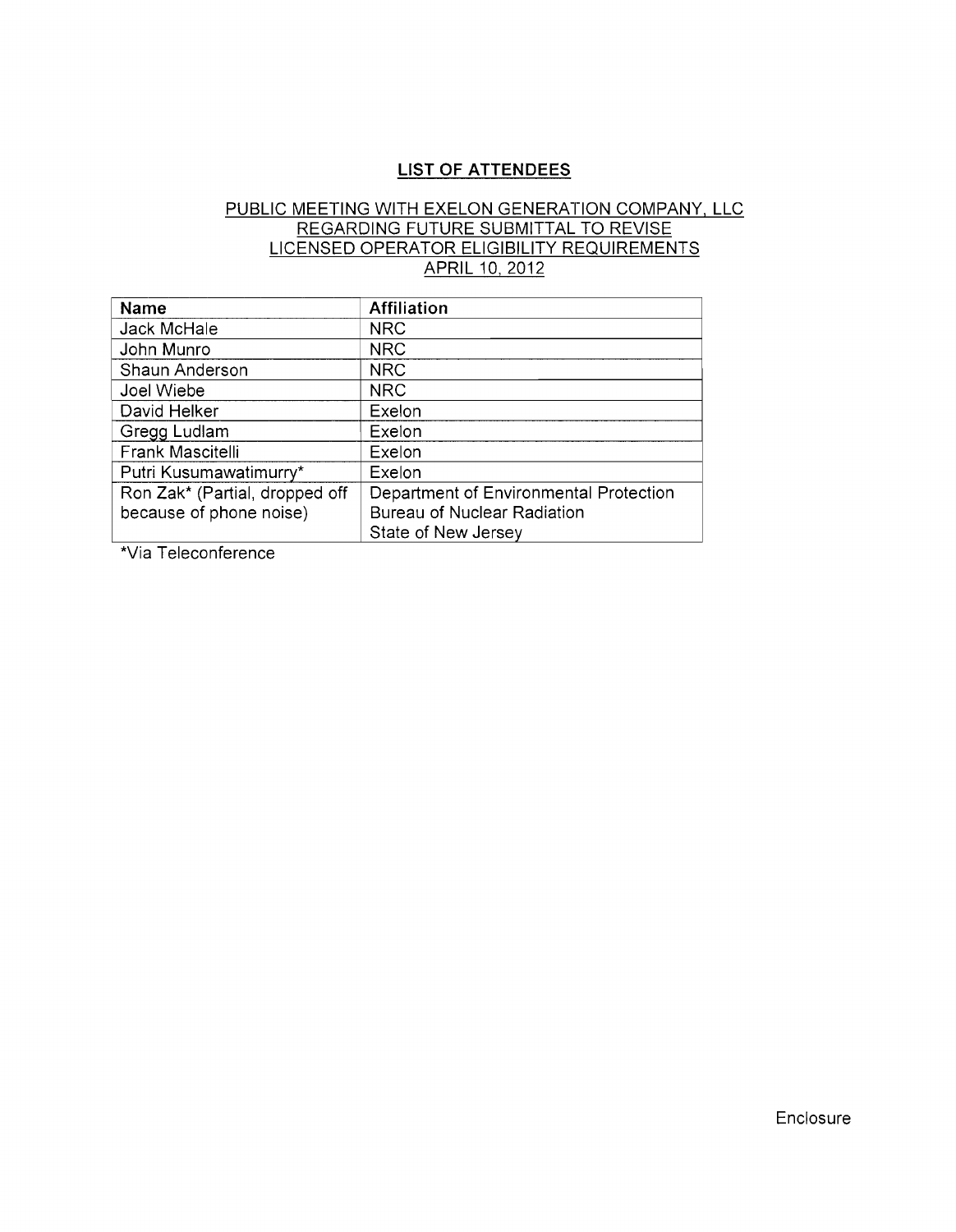# LIST OF ATTENDEES

## PUBLIC MEETING WITH EXELON GENERATION COMPANY, LLC REGARDING FUTURE SUBMITTAL TO REVISE LICENSED OPERATOR ELIGIBILITY REQUIREMENTS APRIL 10, 2012

| Name | Affiliation |
| --- | --- |
| Jack McHale | NRC |
| John Munro | NRC |
| Shaun Anderson | NRC |
| Joel Wiebe | NRC |
| David Helker | Exelon |
| Gregg Ludlam | Exelon |
| Frank Mascitelli | Exelon |
| Putri Kusumawatimurry* | Exelon |
| Ron Zak* (Partial, dropped off because of phone noise) | Department of Environmental Protection Bureau of Nuclear Radiation State of New Jersey |

*Via Teleconference

Enclosure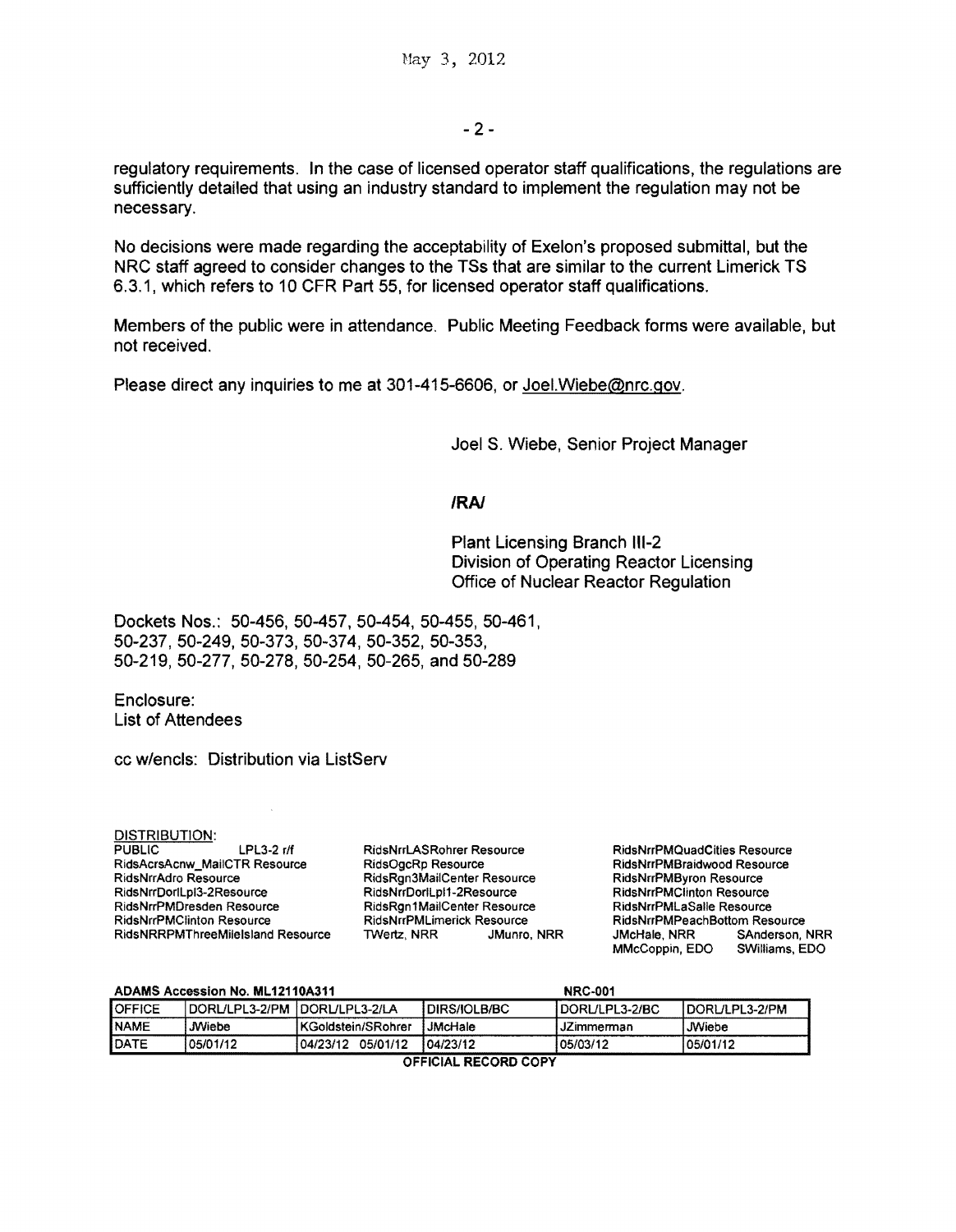regulatory requirements. In the case of licensed operator staff qualifications, the regulations are sufficiently detailed that using an industry standard to implement the regulation may not be necessary.

No decisions were made regarding the acceptability of Exelon's proposed submittal, but the NRC staff agreed to consider changes to the TSs that are similar to the current Limerick TS 6.3.1, which refers to 10 CFR Part 55, for licensed operator staff qualifications.

Members of the public were in attendance. Public Meeting Feedback forms were available, but not received.

Please direct any inquiries to me at 301-415-6606, or Joel.Wiebe@nrc.gov.

Joel S. Wiebe, Senior Project Manager

**/RA/**

Plant Licensing Branch III-2
Division of Operating Reactor Licensing
Office of Nuclear Reactor Regulation

Dockets Nos.: 50-456, 50-457, 50-454, 50-455, 50-461, 50-237, 50-249, 50-373, 50-374, 50-352, 50-353, 50-219, 50-277, 50-278, 50-254, 50-265, and 50-289

Enclosure:
List of Attendees

cc w/encls: Distribution via ListServ

DISTRIBUTION:
PUBLIC LPL3-2 r/f
RidsAcrsAcnw_MailCTR Resource
RidsNrrAdro Resource
RidsNrrDorlLpl3-2Resource
RidsNrrPMDresden Resource
RidsNrrPMClinton Resource
RidsNRRPMThreeMileIsland Resource
RidsNrrLASRohrer Resource
RidsOgcRp Resource
RidsRgn3MailCenter Resource
RidsNrrDorlLpl1-2Resource
RidsRgn1MailCenter Resource
RidsNrrPMLimerick Resource
TWertz, NRR JMunro, NRR
RidsNrrPMQuadCities Resource
RidsNrrPMBraidwood Resource
RidsNrrPMByron Resource
RidsNrrPMClinton Resource
RidsNrrPMLaSalle Resource
RidsNrrPMPeachBottom Resource
JMcHale, NRR SAnderson, NRR
MMcCoppin, EDO SWilliams, EDO

ADAMS Accession No. ML12110A311 NRC-001

| OFFICE | DORL/LPL3-2/PM | DORL/LPL3-2/LA | DIRS/IOLB/BC | DORL/LPL3-2/BC | DORL/LPL3-2/PM |
|---|---|---|---|---|---|
| NAME | JWiebe | KGoldstein/SRohrer | JMcHale | JZimmerman | JWiebe |
| DATE | 05/01/12 | 04/23/12 05/01/12 | 04/23/12 | 05/03/12 | 05/01/12 |

OFFICIAL RECORD COPY